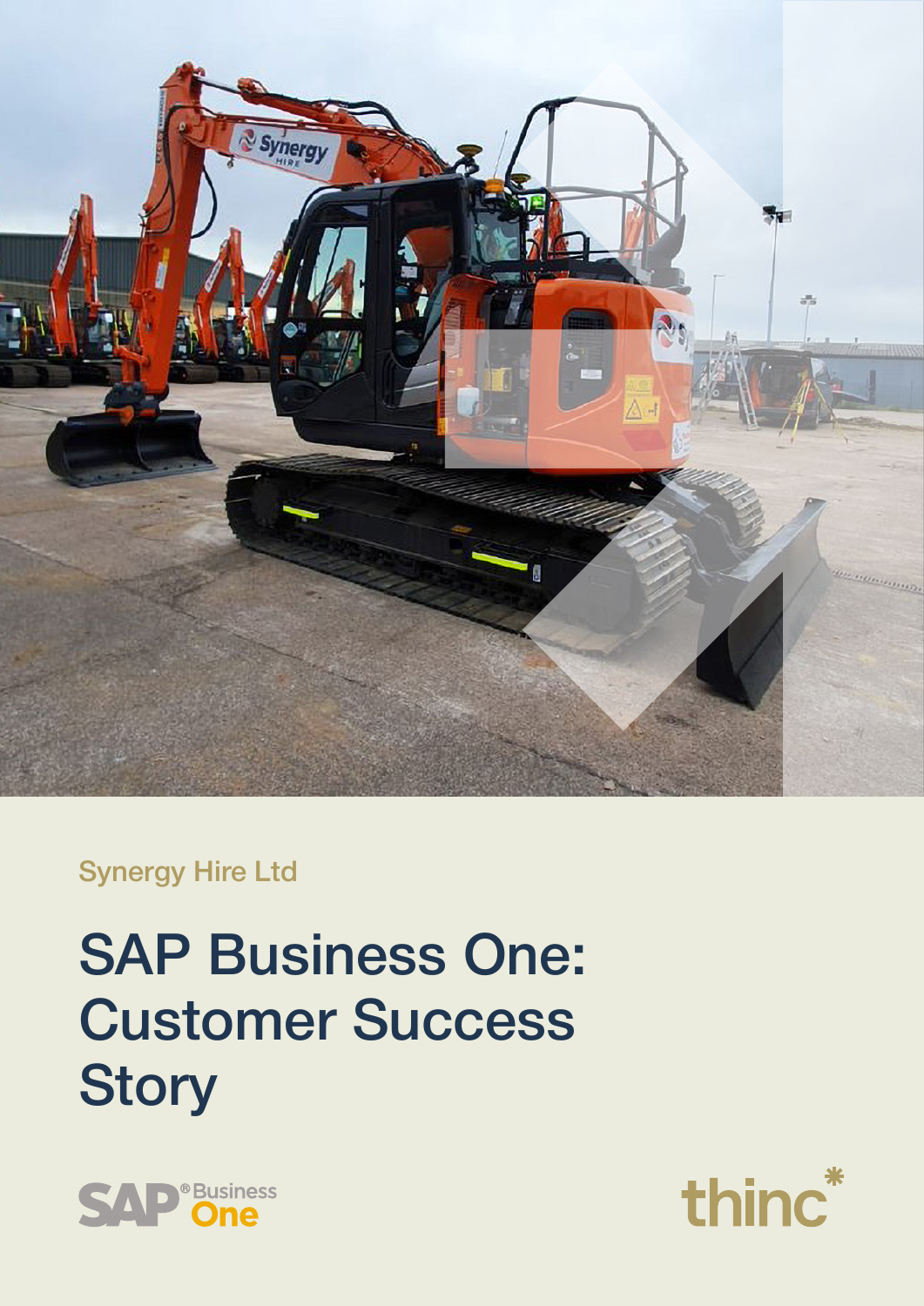Synergy Hire Ltd

# SAP Business One: Customer Success Story

SAP® Business One

thinc*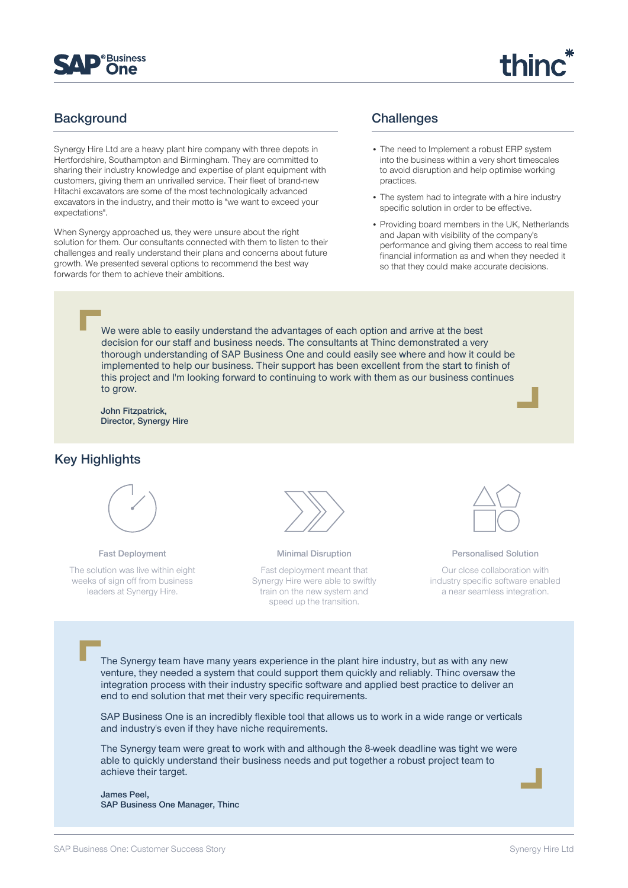## Background

Synergy Hire Ltd are a heavy plant hire company with three depots in Hertfordshire, Southampton and Birmingham. They are committed to sharing their industry knowledge and expertise of plant equipment with customers, giving them an unrivalled service. Their fleet of brand-new Hitachi excavators are some of the most technologically advanced excavators in the industry, and their motto is "we want to exceed your expectations".

When Synergy approached us, they were unsure about the right solution for them. Our consultants connected with them to listen to their challenges and really understand their plans and concerns about future growth. We presented several options to recommend the best way forwards for them to achieve their ambitions.

## Challenges

- The need to Implement a robust ERP system into the business within a very short timescales to avoid disruption and help optimise working practices.
- The system had to integrate with a hire industry specific solution in order to be effective.
- Providing board members in the UK, Netherlands and Japan with visibility of the company's performance and giving them access to real time financial information as and when they needed it so that they could make accurate decisions.

> We were able to easily understand the advantages of each option and arrive at the best decision for our staff and business needs. The consultants at Thinc demonstrated a very thorough understanding of SAP Business One and could easily see where and how it could be implemented to help our business. Their support has been excellent from the start to finish of this project and I'm looking forward to continuing to work with them as our business continues to grow.
>
> **John Fitzpatrick,**
> **Director, Synergy Hire**

## Key Highlights

**Fast Deployment**

The solution was live within eight weeks of sign off from business leaders at Synergy Hire.

**Minimal Disruption**

Fast deployment meant that Synergy Hire were able to swiftly train on the new system and speed up the transition.

**Personalised Solution**

Our close collaboration with industry specific software enabled a near seamless integration.

> The Synergy team have many years experience in the plant hire industry, but as with any new venture, they needed a system that could support them quickly and reliably. Thinc oversaw the integration process with their industry specific software and applied best practice to deliver an end to end solution that met their very specific requirements.
>
> SAP Business One is an incredibly flexible tool that allows us to work in a wide range or verticals and industry's even if they have niche requirements.
>
> The Synergy team were great to work with and although the 8-week deadline was tight we were able to quickly understand their business needs and put together a robust project team to achieve their target.
>
> **James Peel,**
> **SAP Business One Manager, Thinc**